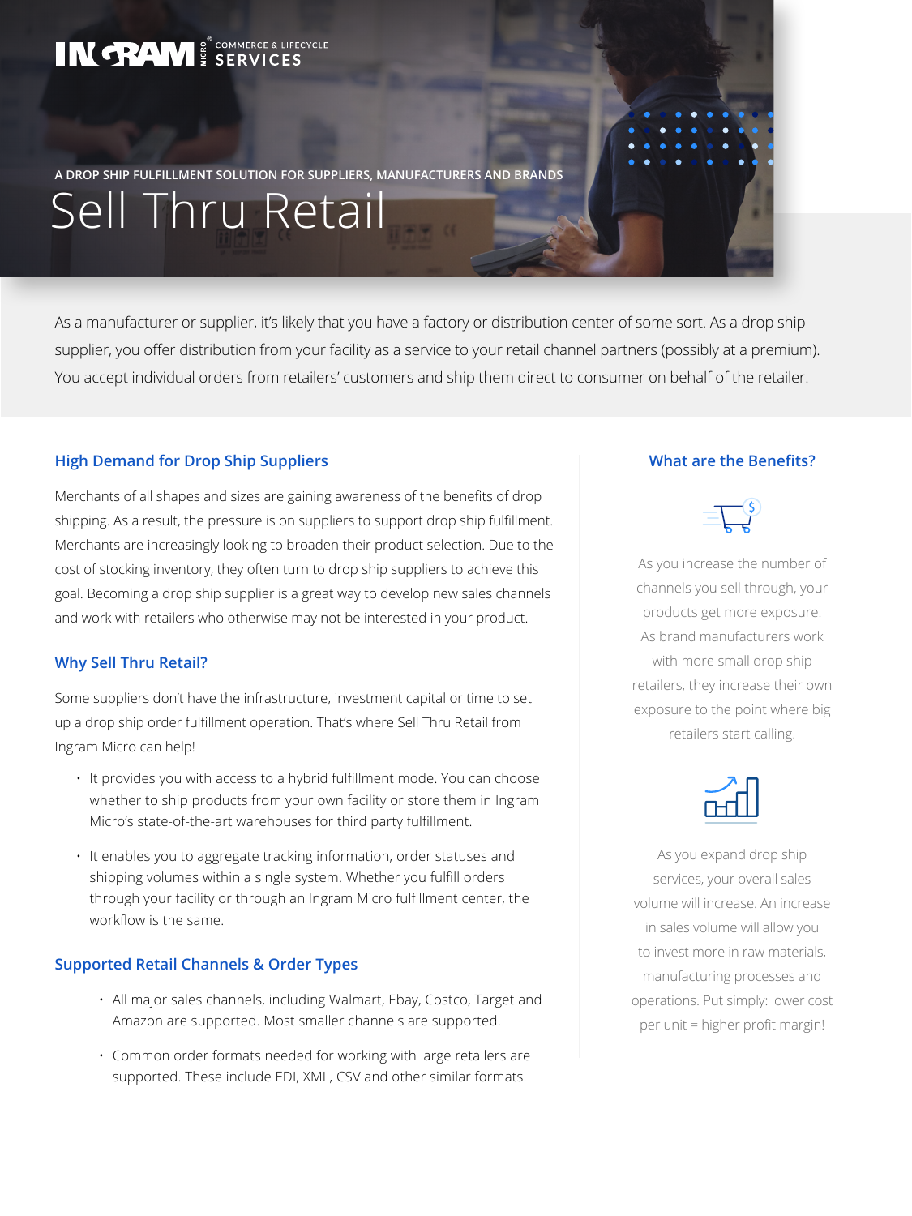INGRAM MICRO COMMERCE & LIFECYCLE SERVICES

A DROP SHIP FULFILLMENT SOLUTION FOR SUPPLIERS, MANUFACTURERS AND BRANDS

# Sell Thru Retail

As a manufacturer or supplier, it's likely that you have a factory or distribution center of some sort. As a drop ship supplier, you offer distribution from your facility as a service to your retail channel partners (possibly at a premium). You accept individual orders from retailers' customers and ship them direct to consumer on behalf of the retailer.

## High Demand for Drop Ship Suppliers

Merchants of all shapes and sizes are gaining awareness of the benefits of drop shipping. As a result, the pressure is on suppliers to support drop ship fulfillment. Merchants are increasingly looking to broaden their product selection. Due to the cost of stocking inventory, they often turn to drop ship suppliers to achieve this goal. Becoming a drop ship supplier is a great way to develop new sales channels and work with retailers who otherwise may not be interested in your product.

## Why Sell Thru Retail?

Some suppliers don't have the infrastructure, investment capital or time to set up a drop ship order fulfillment operation. That's where Sell Thru Retail from Ingram Micro can help!

- It provides you with access to a hybrid fulfillment mode. You can choose whether to ship products from your own facility or store them in Ingram Micro's state-of-the-art warehouses for third party fulfillment.
- It enables you to aggregate tracking information, order statuses and shipping volumes within a single system. Whether you fulfill orders through your facility or through an Ingram Micro fulfillment center, the workflow is the same.

## Supported Retail Channels & Order Types

- All major sales channels, including Walmart, Ebay, Costco, Target and Amazon are supported. Most smaller channels are supported.
- Common order formats needed for working with large retailers are supported. These include EDI, XML, CSV and other similar formats.

## What are the Benefits?

As you increase the number of channels you sell through, your products get more exposure. As brand manufacturers work with more small drop ship retailers, they increase their own exposure to the point where big retailers start calling.

As you expand drop ship services, your overall sales volume will increase. An increase in sales volume will allow you to invest more in raw materials, manufacturing processes and operations. Put simply: lower cost per unit = higher profit margin!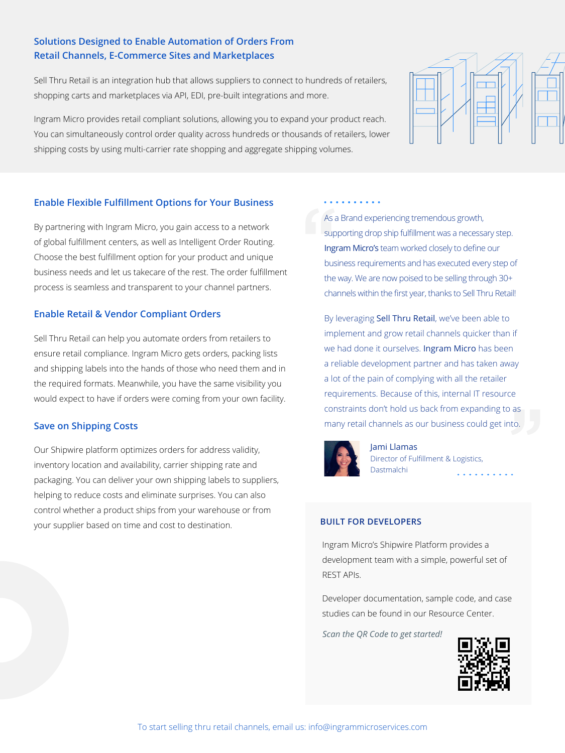## Solutions Designed to Enable Automation of Orders From Retail Channels, E-Commerce Sites and Marketplaces

Sell Thru Retail is an integration hub that allows suppliers to connect to hundreds of retailers, shopping carts and marketplaces via API, EDI, pre-built integrations and more.

Ingram Micro provides retail compliant solutions, allowing you to expand your product reach. You can simultaneously control order quality across hundreds or thousands of retailers, lower shipping costs by using multi-carrier rate shopping and aggregate shipping volumes.

### Enable Flexible Fulfillment Options for Your Business

By partnering with Ingram Micro, you gain access to a network of global fulfillment centers, as well as Intelligent Order Routing. Choose the best fulfillment option for your product and unique business needs and let us takecare of the rest. The order fulfillment process is seamless and transparent to your channel partners.

### Enable Retail & Vendor Compliant Orders

Sell Thru Retail can help you automate orders from retailers to ensure retail compliance. Ingram Micro gets orders, packing lists and shipping labels into the hands of those who need them and in the required formats. Meanwhile, you have the same visibility you would expect to have if orders were coming from your own facility.

### Save on Shipping Costs

Our Shipwire platform optimizes orders for address validity, inventory location and availability, carrier shipping rate and packaging. You can deliver your own shipping labels to suppliers, helping to reduce costs and eliminate surprises. You can also control whether a product ships from your warehouse or from your supplier based on time and cost to destination.

> As a Brand experiencing tremendous growth, supporting drop ship fulfillment was a necessary step. Ingram Micro's team worked closely to define our business requirements and has executed every step of the way. We are now poised to be selling through 30+ channels within the first year, thanks to Sell Thru Retail!
>
> By leveraging Sell Thru Retail, we've been able to implement and grow retail channels quicker than if we had done it ourselves. Ingram Micro has been a reliable development partner and has taken away a lot of the pain of complying with all the retailer requirements. Because of this, internal IT resource constraints don't hold us back from expanding to as many retail channels as our business could get into.

**Jami Llamas**
Director of Fulfillment & Logistics, Dastmalchi

### BUILT FOR DEVELOPERS

Ingram Micro's Shipwire Platform provides a development team with a simple, powerful set of REST APIs.

Developer documentation, sample code, and case studies can be found in our Resource Center.

*Scan the QR Code to get started!*

To start selling thru retail channels, email us: info@ingrammicroservices.com